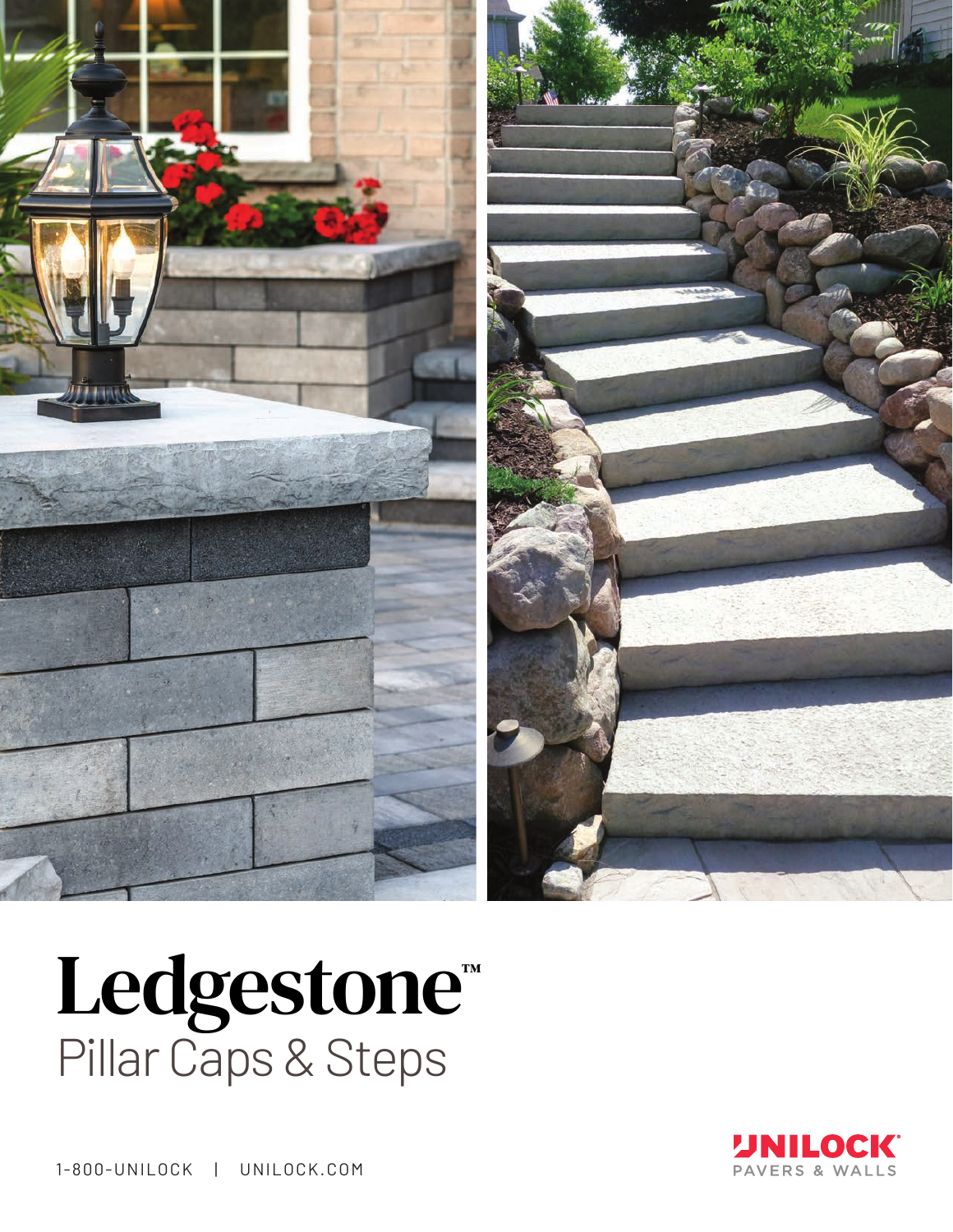# Ledgestone™

## Pillar Caps & Steps

1-800-UNILOCK | UNILOCK.COM

UNILOCK® PAVERS & WALLS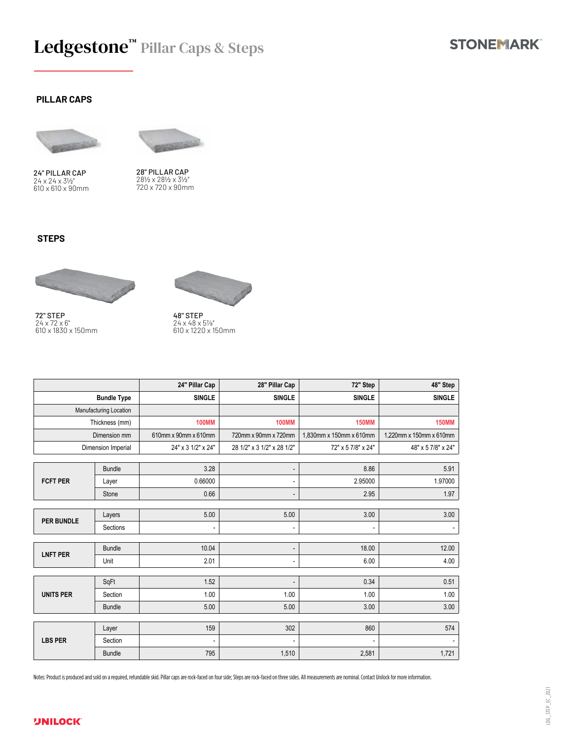# Ledgestone™ Pillar Caps & Steps

STONEMARK™

## PILLAR CAPS

24" PILLAR CAP
24 x 24 x 3½"
610 x 610 x 90mm

28" PILLAR CAP
28½ x 28½ x 3½"
720 x 720 x 90mm

## STEPS

72" STEP
24 x 72 x 6"
610 x 1830 x 150mm

48" STEP
24 x 48 x 5⅞"
610 x 1220 x 150mm

| | | 24" Pillar Cap | 28" Pillar Cap | 72" Step | 48" Step |
|---|---|---|---|---|---|
| | Bundle Type | SINGLE | SINGLE | SINGLE | SINGLE |
| | Manufacturing Location | | | | |
| | Thickness (mm) | 100MM | 100MM | 150MM | 150MM |
| | Dimension mm | 610mm x 90mm x 610mm | 720mm x 90mm x 720mm | 1,830mm x 150mm x 610mm | 1,220mm x 150mm x 610mm |
| | Dimension Imperial | 24" x 3 1/2" x 24" | 28 1/2" x 3 1/2" x 28 1/2" | 72" x 5 7/8" x 24" | 48" x 5 7/8" x 24" |
| FCFT PER | Bundle | 3.28 | - | 8.86 | 5.91 |
| | Layer | 0.66000 | - | 2.95000 | 1.97000 |
| | Stone | 0.66 | - | 2.95 | 1.97 |
| PER BUNDLE | Layers | 5.00 | 5.00 | 3.00 | 3.00 |
| | Sections | - | - | - | - |
| LNFT PER | Bundle | 10.04 | - | 18.00 | 12.00 |
| | Unit | 2.01 | - | 6.00 | 4.00 |
| UNITS PER | SqFt | 1.52 | - | 0.34 | 0.51 |
| | Section | 1.00 | 1.00 | 1.00 | 1.00 |
| | Bundle | 5.00 | 5.00 | 3.00 | 3.00 |
| LBS PER | Layer | 159 | 302 | 860 | 574 |
| | Section | - | - | - | - |
| | Bundle | 795 | 1,510 | 2,581 | 1,721 |

Notes: Product is produced and sold on a required, refundable skid. Pillar caps are rock-faced on four side; Steps are rock-faced on three sides. All measurements are nominal. Contact Unilock for more information.

UNILOCK®

LDG_STEP_EC_2021